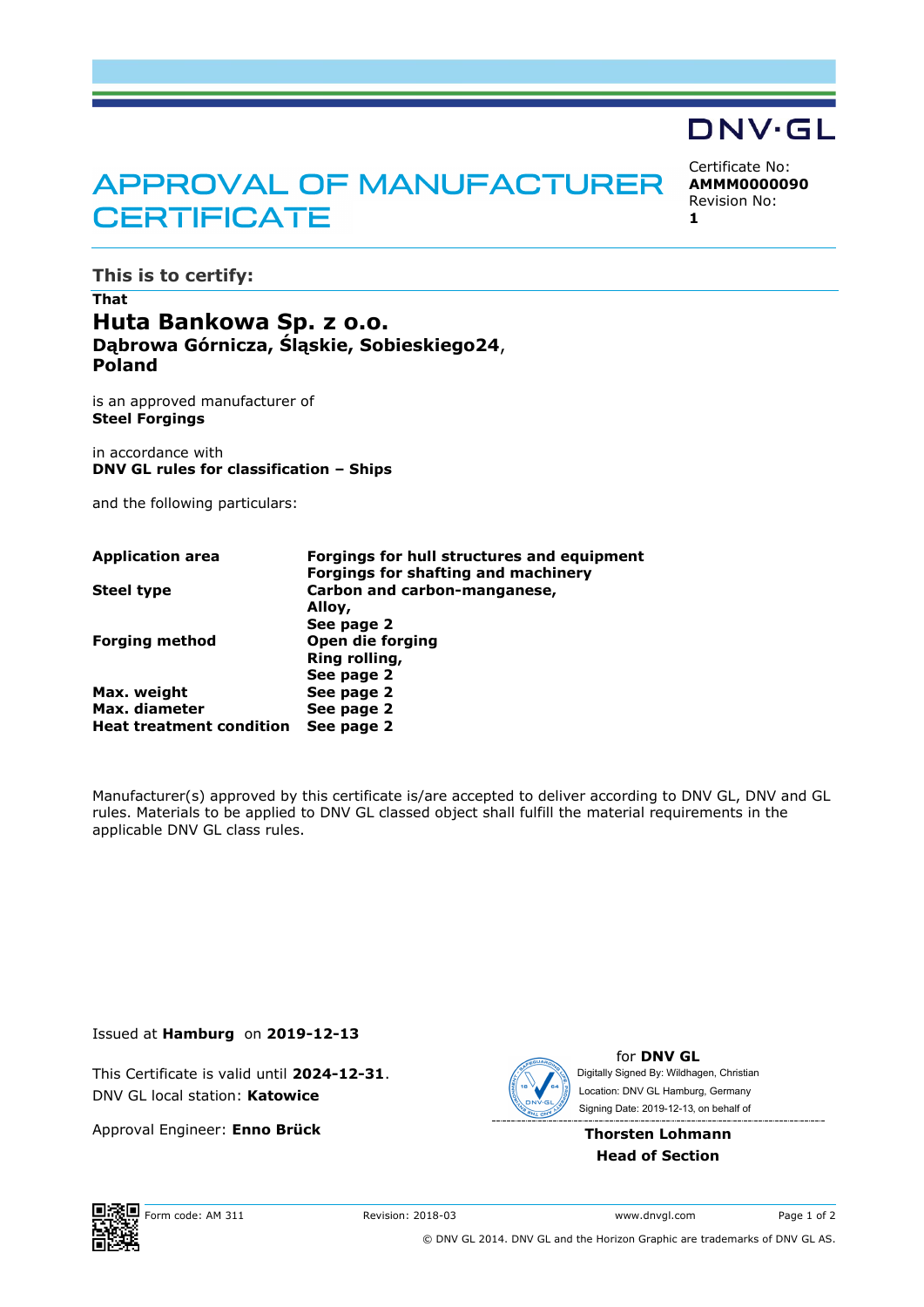DNV·GL

# APPROVAL OF MANUFACTURER CERTIFICATE

Certificate No:
**AMMM0000090**
Revision No:
**1**

## This is to certify:

**That**

**Huta Bankowa Sp. z o.o.**
**Dąbrowa Górnicza, Śląskie, Sobieskiego24**,
**Poland**

is an approved manufacturer of
**Steel Forgings**

in accordance with
**DNV GL rules for classification – Ships**

and the following particulars:

| | |
|---|---|
| **Application area** | **Forgings for hull structures and equipment**<br>**Forgings for shafting and machinery** |
| **Steel type** | **Carbon and carbon-manganese,**<br>**Alloy,**<br>**See page 2** |
| **Forging method** | **Open die forging**<br>**Ring rolling,**<br>**See page 2** |
| **Max. weight** | **See page 2** |
| **Max. diameter** | **See page 2** |
| **Heat treatment condition** | **See page 2** |

Manufacturer(s) approved by this certificate is/are accepted to deliver according to DNV GL, DNV and GL rules. Materials to be applied to DNV GL classed object shall fulfill the material requirements in the applicable DNV GL class rules.

Issued at **Hamburg** on **2019-12-13**

This Certificate is valid until **2024-12-31**.
DNV GL local station: **Katowice**

Approval Engineer: **Enno Brück**

for **DNV GL**
Digitally Signed By: Wildhagen, Christian
Location: DNV GL Hamburg, Germany
Signing Date: 2019-12-13, on behalf of

**Thorsten Lohmann**
**Head of Section**

Form code: AM 311 Revision: 2018-03 www.dnvgl.com

© DNV GL 2014. DNV GL and the Horizon Graphic are trademarks of DNV GL AS.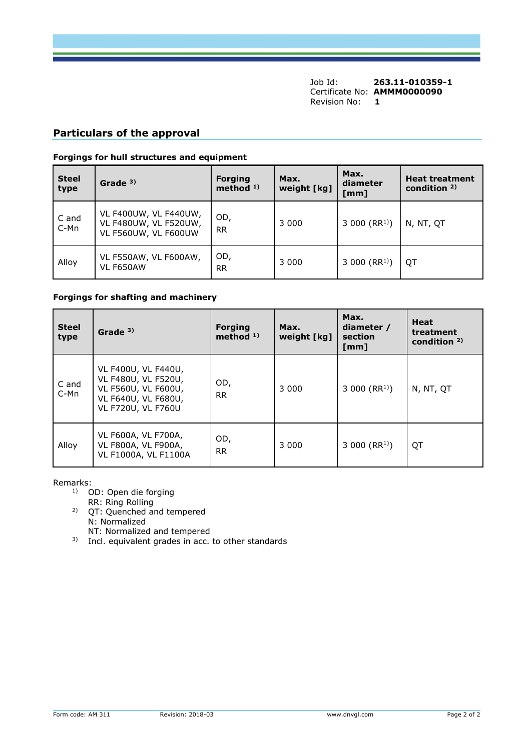Job Id: **263.11-010359-1**
Certificate No: **AMMM0000090**
Revision No: **1**

## Particulars of the approval

### Forgings for hull structures and equipment

| Steel type | Grade [3)] | Forging method [1)] | Max. weight [kg] | Max. diameter [mm] | Heat treatment condition [2)] |
|---|---|---|---|---|---|
| C and C-Mn | VL F400UW, VL F440UW, VL F480UW, VL F520UW, VL F560UW, VL F600UW | OD, RR | 3 000 | 3 000 (RR[1)]) | N, NT, QT |
| Alloy | VL F550AW, VL F600AW, VL F650AW | OD, RR | 3 000 | 3 000 (RR[1)]) | QT |

### Forgings for shafting and machinery

| Steel type | Grade [3)] | Forging method [1)] | Max. weight [kg] | Max. diameter / section [mm] | Heat treatment condition [2)] |
|---|---|---|---|---|---|
| C and C-Mn | VL F400U, VL F440U, VL F480U, VL F520U, VL F560U, VL F600U, VL F640U, VL F680U, VL F720U, VL F760U | OD, RR | 3 000 | 3 000 (RR[1)]) | N, NT, QT |
| Alloy | VL F600A, VL F700A, VL F800A, VL F900A, VL F1000A, VL F1100A | OD, RR | 3 000 | 3 000 (RR[1)]) | QT |

Remarks:

1) OD: Open die forging
   RR: Ring Rolling
2) QT: Quenched and tempered
   N: Normalized
   NT: Normalized and tempered
3) Incl. equivalent grades in acc. to other standards

Form code: AM 311 Revision: 2018-03 www.dnvgl.com